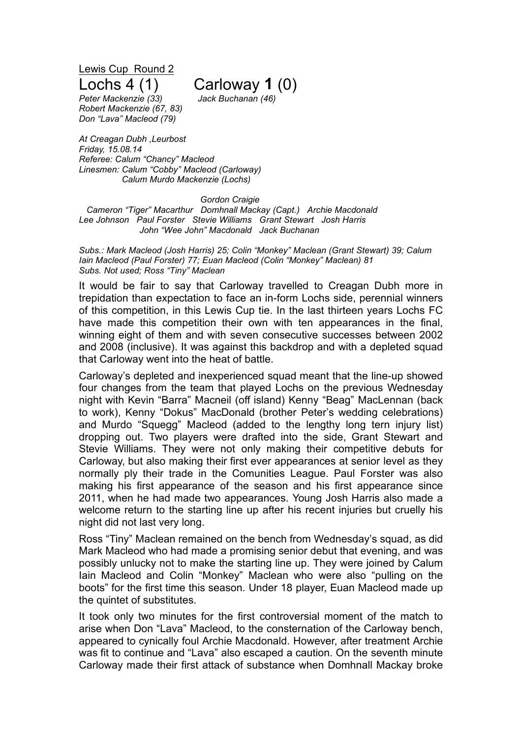Lewis Cup Round 2

# Lochs 4 (1) Carloway **1** (0)

*Peter Mackenzie (33)* *Jack Buchanan (46)*
*Robert Mackenzie (67, 83)*
*Don "Lava" Macleod (79)*

*At Creagan Dubh ,Leurbost*
*Friday, 15.08.14*
*Referee: Calum "Chancy" Macleod*
*Linesmen: Calum "Cobby" Macleod (Carloway)*
*Calum Murdo Mackenzie (Lochs)*

*Gordon Craigie*
*Cameron "Tiger" Macarthur Domhnall Mackay (Capt.) Archie Macdonald*
*Lee Johnson Paul Forster Stevie Williams Grant Stewart Josh Harris*
*John "Wee John" Macdonald Jack Buchanan*

*Subs.: Mark Macleod (Josh Harris) 25; Colin "Monkey" Maclean (Grant Stewart) 39; Calum Iain Macleod (Paul Forster) 77; Euan Macleod (Colin "Monkey" Maclean) 81*
*Subs. Not used; Ross "Tiny" Maclean*

It would be fair to say that Carloway travelled to Creagan Dubh more in trepidation than expectation to face an in-form Lochs side, perennial winners of this competition, in this Lewis Cup tie. In the last thirteen years Lochs FC have made this competition their own with ten appearances in the final, winning eight of them and with seven consecutive successes between 2002 and 2008 (inclusive). It was against this backdrop and with a depleted squad that Carloway went into the heat of battle.

Carloway's depleted and inexperienced squad meant that the line-up showed four changes from the team that played Lochs on the previous Wednesday night with Kevin "Barra" Macneil (off island) Kenny "Beag" MacLennan (back to work), Kenny "Dokus" MacDonald (brother Peter's wedding celebrations) and Murdo "Squegg" Macleod (added to the lengthy long tern injury list) dropping out. Two players were drafted into the side, Grant Stewart and Stevie Williams. They were not only making their competitive debuts for Carloway, but also making their first ever appearances at senior level as they normally ply their trade in the Comunities League. Paul Forster was also making his first appearance of the season and his first appearance since 2011, when he had made two appearances. Young Josh Harris also made a welcome return to the starting line up after his recent injuries but cruelly his night did not last very long.

Ross "Tiny" Maclean remained on the bench from Wednesday's squad, as did Mark Macleod who had made a promising senior debut that evening, and was possibly unlucky not to make the starting line up. They were joined by Calum Iain Macleod and Colin "Monkey" Maclean who were also "pulling on the boots" for the first time this season. Under 18 player, Euan Macleod made up the quintet of substitutes.

It took only two minutes for the first controversial moment of the match to arise when Don "Lava" Macleod, to the consternation of the Carloway bench, appeared to cynically foul Archie Macdonald. However, after treatment Archie was fit to continue and "Lava" also escaped a caution. On the seventh minute Carloway made their first attack of substance when Domhnall Mackay broke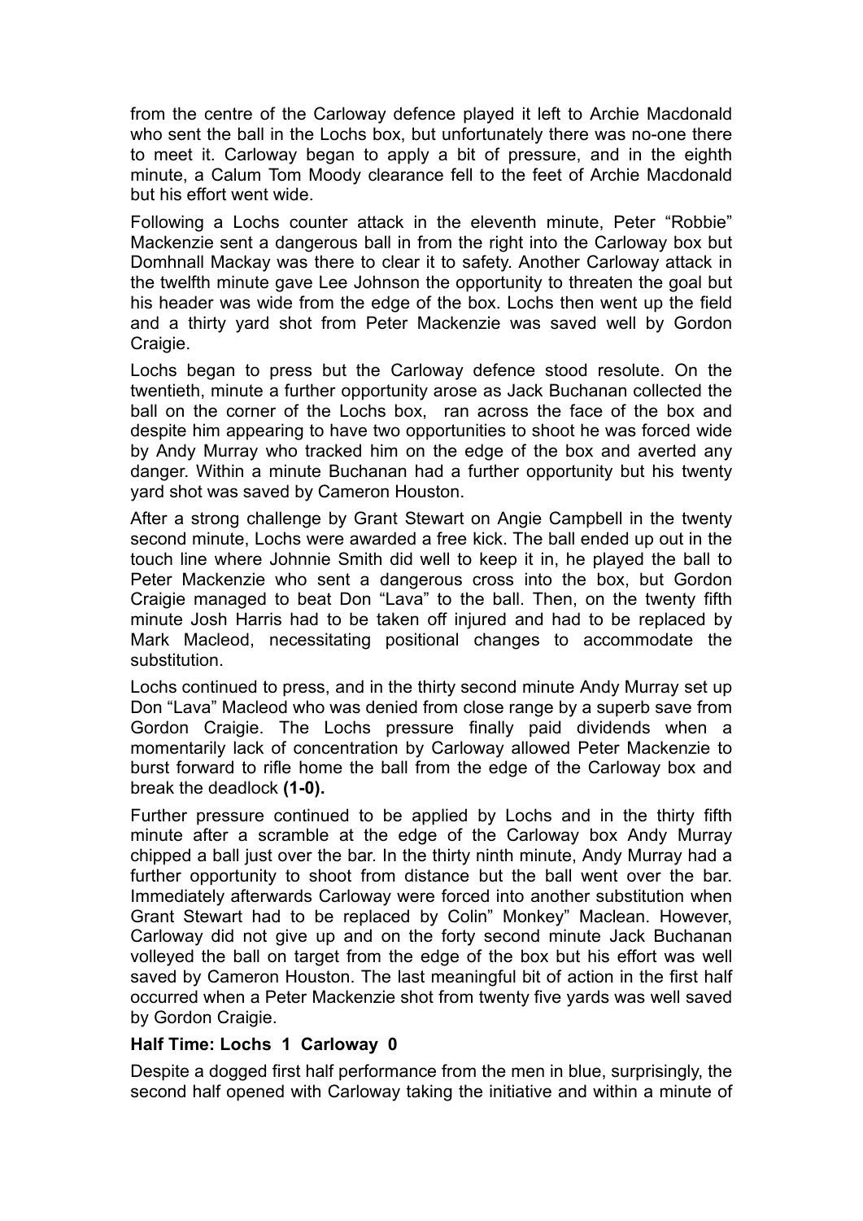from the centre of the Carloway defence played it left to Archie Macdonald who sent the ball in the Lochs box, but unfortunately there was no-one there to meet it. Carloway began to apply a bit of pressure, and in the eighth minute, a Calum Tom Moody clearance fell to the feet of Archie Macdonald but his effort went wide.

Following a Lochs counter attack in the eleventh minute, Peter "Robbie" Mackenzie sent a dangerous ball in from the right into the Carloway box but Domhnall Mackay was there to clear it to safety. Another Carloway attack in the twelfth minute gave Lee Johnson the opportunity to threaten the goal but his header was wide from the edge of the box. Lochs then went up the field and a thirty yard shot from Peter Mackenzie was saved well by Gordon Craigie.

Lochs began to press but the Carloway defence stood resolute. On the twentieth, minute a further opportunity arose as Jack Buchanan collected the ball on the corner of the Lochs box, ran across the face of the box and despite him appearing to have two opportunities to shoot he was forced wide by Andy Murray who tracked him on the edge of the box and averted any danger. Within a minute Buchanan had a further opportunity but his twenty yard shot was saved by Cameron Houston.

After a strong challenge by Grant Stewart on Angie Campbell in the twenty second minute, Lochs were awarded a free kick. The ball ended up out in the touch line where Johnnie Smith did well to keep it in, he played the ball to Peter Mackenzie who sent a dangerous cross into the box, but Gordon Craigie managed to beat Don "Lava" to the ball. Then, on the twenty fifth minute Josh Harris had to be taken off injured and had to be replaced by Mark Macleod, necessitating positional changes to accommodate the substitution.

Lochs continued to press, and in the thirty second minute Andy Murray set up Don "Lava" Macleod who was denied from close range by a superb save from Gordon Craigie. The Lochs pressure finally paid dividends when a momentarily lack of concentration by Carloway allowed Peter Mackenzie to burst forward to rifle home the ball from the edge of the Carloway box and break the deadlock **(1-0).**

Further pressure continued to be applied by Lochs and in the thirty fifth minute after a scramble at the edge of the Carloway box Andy Murray chipped a ball just over the bar. In the thirty ninth minute, Andy Murray had a further opportunity to shoot from distance but the ball went over the bar. Immediately afterwards Carloway were forced into another substitution when Grant Stewart had to be replaced by Colin" Monkey" Maclean. However, Carloway did not give up and on the forty second minute Jack Buchanan volleyed the ball on target from the edge of the box but his effort was well saved by Cameron Houston. The last meaningful bit of action in the first half occurred when a Peter Mackenzie shot from twenty five yards was well saved by Gordon Craigie.

**Half Time: Lochs 1 Carloway 0**

Despite a dogged first half performance from the men in blue, surprisingly, the second half opened with Carloway taking the initiative and within a minute of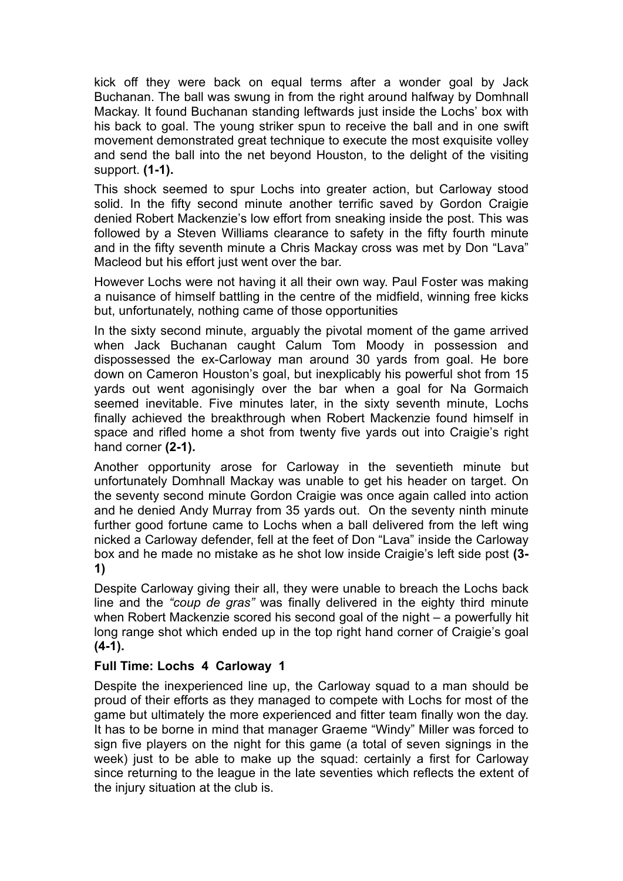kick off they were back on equal terms after a wonder goal by Jack Buchanan. The ball was swung in from the right around halfway by Domhnall Mackay. It found Buchanan standing leftwards just inside the Lochs' box with his back to goal. The young striker spun to receive the ball and in one swift movement demonstrated great technique to execute the most exquisite volley and send the ball into the net beyond Houston, to the delight of the visiting support. **(1-1).**

This shock seemed to spur Lochs into greater action, but Carloway stood solid. In the fifty second minute another terrific saved by Gordon Craigie denied Robert Mackenzie's low effort from sneaking inside the post. This was followed by a Steven Williams clearance to safety in the fifty fourth minute and in the fifty seventh minute a Chris Mackay cross was met by Don "Lava" Macleod but his effort just went over the bar.

However Lochs were not having it all their own way. Paul Foster was making a nuisance of himself battling in the centre of the midfield, winning free kicks but, unfortunately, nothing came of those opportunities

In the sixty second minute, arguably the pivotal moment of the game arrived when Jack Buchanan caught Calum Tom Moody in possession and dispossessed the ex-Carloway man around 30 yards from goal. He bore down on Cameron Houston's goal, but inexplicably his powerful shot from 15 yards out went agonisingly over the bar when a goal for Na Gormaich seemed inevitable. Five minutes later, in the sixty seventh minute, Lochs finally achieved the breakthrough when Robert Mackenzie found himself in space and rifled home a shot from twenty five yards out into Craigie's right hand corner **(2-1).**

Another opportunity arose for Carloway in the seventieth minute but unfortunately Domhnall Mackay was unable to get his header on target. On the seventy second minute Gordon Craigie was once again called into action and he denied Andy Murray from 35 yards out. On the seventy ninth minute further good fortune came to Lochs when a ball delivered from the left wing nicked a Carloway defender, fell at the feet of Don "Lava" inside the Carloway box and he made no mistake as he shot low inside Craigie's left side post **(3-1)**

Despite Carloway giving their all, they were unable to breach the Lochs back line and the *"coup de gras"* was finally delivered in the eighty third minute when Robert Mackenzie scored his second goal of the night – a powerfully hit long range shot which ended up in the top right hand corner of Craigie's goal **(4-1).**

**Full Time: Lochs 4 Carloway 1**

Despite the inexperienced line up, the Carloway squad to a man should be proud of their efforts as they managed to compete with Lochs for most of the game but ultimately the more experienced and fitter team finally won the day. It has to be borne in mind that manager Graeme "Windy" Miller was forced to sign five players on the night for this game (a total of seven signings in the week) just to be able to make up the squad: certainly a first for Carloway since returning to the league in the late seventies which reflects the extent of the injury situation at the club is.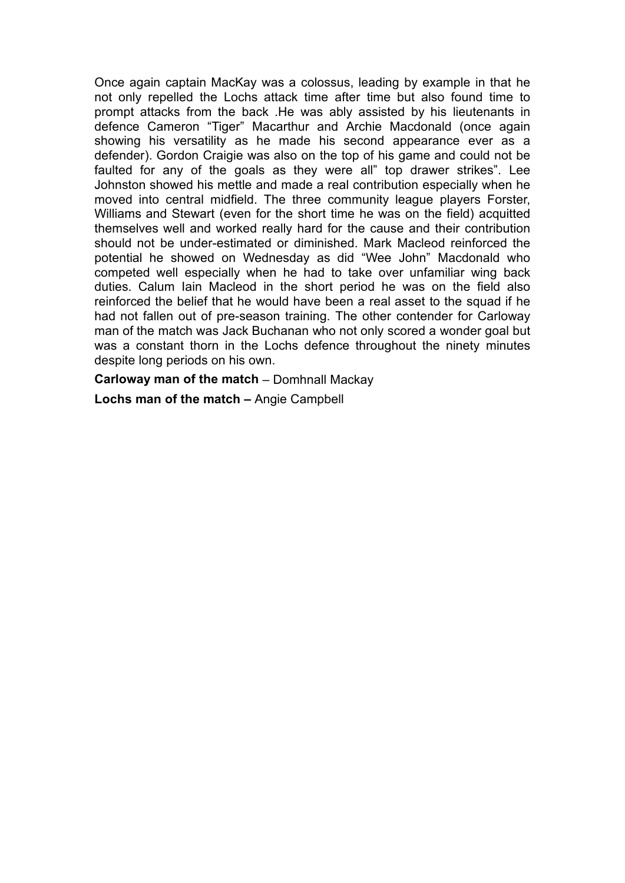Once again captain MacKay was a colossus, leading by example in that he not only repelled the Lochs attack time after time but also found time to prompt attacks from the back .He was ably assisted by his lieutenants in defence Cameron "Tiger" Macarthur and Archie Macdonald (once again showing his versatility as he made his second appearance ever as a defender). Gordon Craigie was also on the top of his game and could not be faulted for any of the goals as they were all" top drawer strikes". Lee Johnston showed his mettle and made a real contribution especially when he moved into central midfield. The three community league players Forster, Williams and Stewart (even for the short time he was on the field) acquitted themselves well and worked really hard for the cause and their contribution should not be under-estimated or diminished. Mark Macleod reinforced the potential he showed on Wednesday as did "Wee John" Macdonald who competed well especially when he had to take over unfamiliar wing back duties. Calum Iain Macleod in the short period he was on the field also reinforced the belief that he would have been a real asset to the squad if he had not fallen out of pre-season training. The other contender for Carloway man of the match was Jack Buchanan who not only scored a wonder goal but was a constant thorn in the Lochs defence throughout the ninety minutes despite long periods on his own.

**Carloway man of the match** – Domhnall Mackay

**Lochs man of the match –** Angie Campbell